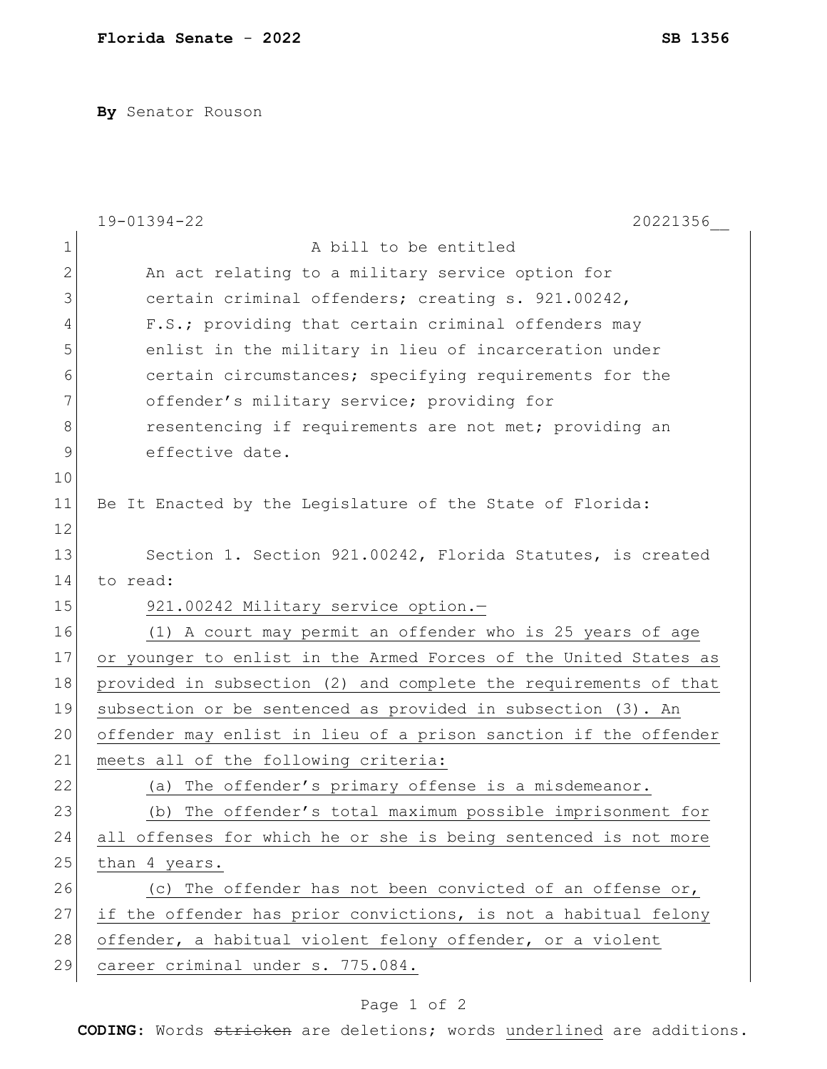**Florida Senate - 2022** **SB 1356**

**By** Senator Rouson

19-01394-22 20221356__

A bill to be entitled

An act relating to a military service option for certain criminal offenders; creating s. 921.00242, F.S.; providing that certain criminal offenders may enlist in the military in lieu of incarceration under certain circumstances; specifying requirements for the offender's military service; providing for resentencing if requirements are not met; providing an effective date.

Be It Enacted by the Legislature of the State of Florida:

Section 1. Section 921.00242, Florida Statutes, is created to read:

921.00242 Military service option.—

(1) A court may permit an offender who is 25 years of age or younger to enlist in the Armed Forces of the United States as provided in subsection (2) and complete the requirements of that subsection or be sentenced as provided in subsection (3). An offender may enlist in lieu of a prison sanction if the offender meets all of the following criteria:

(a) The offender's primary offense is a misdemeanor.

(b) The offender's total maximum possible imprisonment for all offenses for which he or she is being sentenced is not more than 4 years.

(c) The offender has not been convicted of an offense or, if the offender has prior convictions, is not a habitual felony offender, a habitual violent felony offender, or a violent career criminal under s. 775.084.

**CODING:** Words ~~stricken~~ are deletions; words underlined are additions.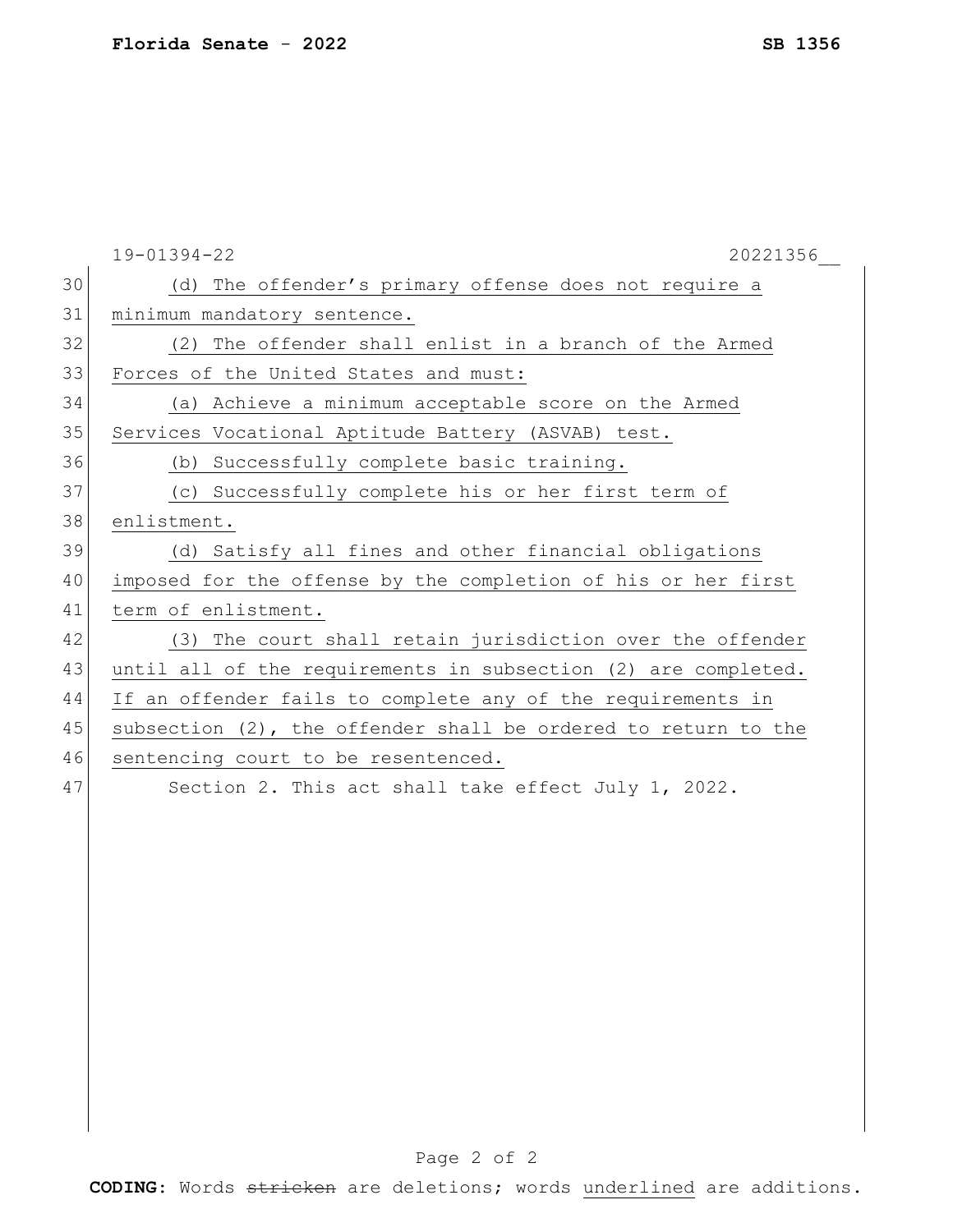(d) The offender's primary offense does not require a minimum mandatory sentence.

(2) The offender shall enlist in a branch of the Armed Forces of the United States and must:

(a) Achieve a minimum acceptable score on the Armed Services Vocational Aptitude Battery (ASVAB) test.

(b) Successfully complete basic training.

(c) Successfully complete his or her first term of enlistment.

(d) Satisfy all fines and other financial obligations imposed for the offense by the completion of his or her first term of enlistment.

(3) The court shall retain jurisdiction over the offender until all of the requirements in subsection (2) are completed. If an offender fails to complete any of the requirements in subsection (2), the offender shall be ordered to return to the sentencing court to be resentenced.

Section 2. This act shall take effect July 1, 2022.

**CODING:** Words ~~stricken~~ are deletions; words underlined are additions.